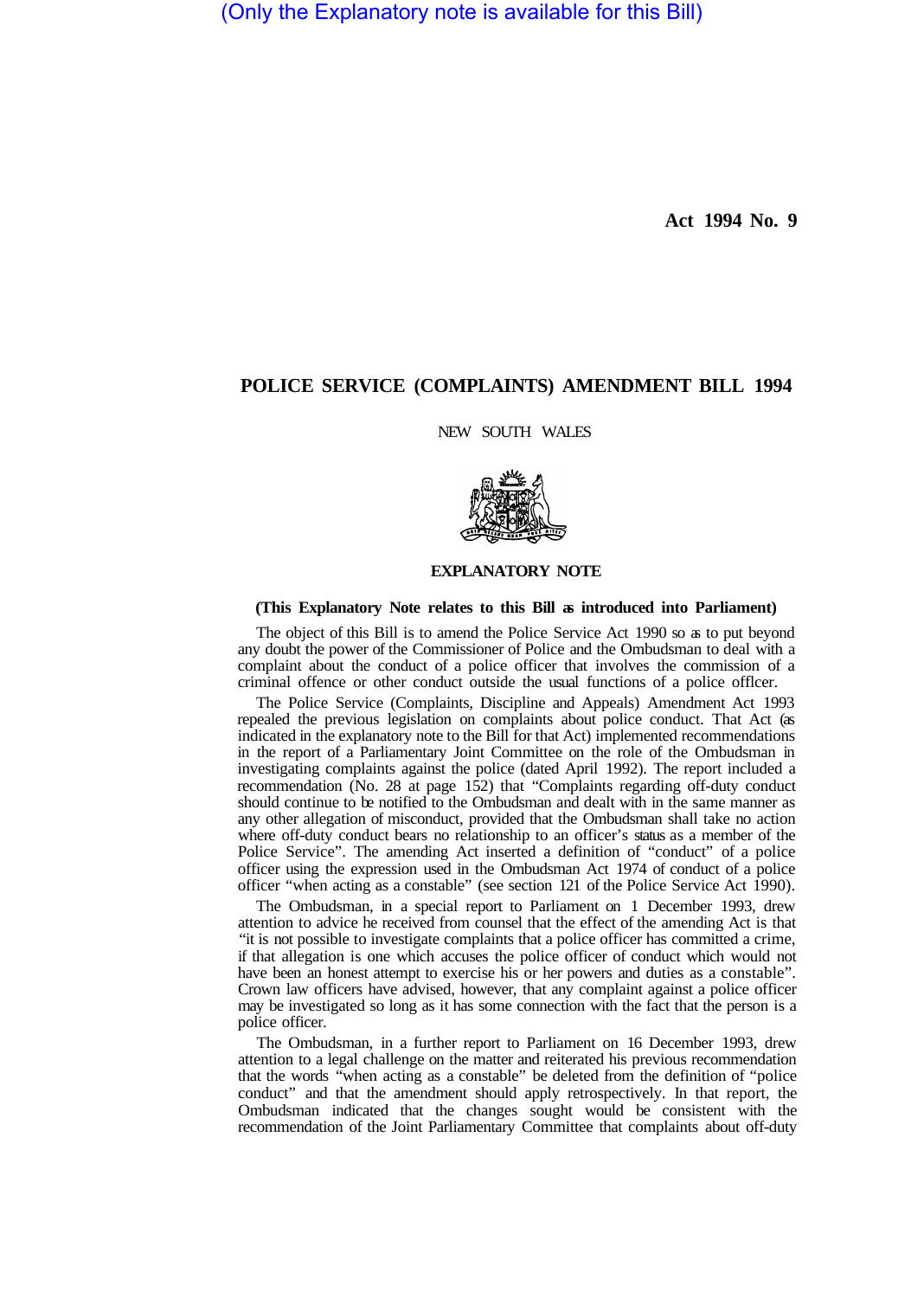(Only the Explanatory note is available for this Bill)

**Act 1994 No. 9**

# POLICE SERVICE (COMPLAINTS) AMENDMENT BILL 1994

NEW SOUTH WALES

## EXPLANATORY NOTE

**(This Explanatory Note relates to this Bill as introduced into Parliament)**

The object of this Bill is to amend the Police Service Act 1990 so as to put beyond any doubt the power of the Commissioner of Police and the Ombudsman to deal with a complaint about the conduct of a police officer that involves the commission of a criminal offence or other conduct outside the usual functions of a police offlcer.

The Police Service (Complaints, Discipline and Appeals) Amendment Act 1993 repealed the previous legislation on complaints about police conduct. That Act (as indicated in the explanatory note to the Bill for that Act) implemented recommendations in the report of a Parliamentary Joint Committee on the role of the Ombudsman in investigating complaints against the police (dated April 1992). The report included a recommendation (No. 28 at page 152) that "Complaints regarding off-duty conduct should continue to be notified to the Ombudsman and dealt with in the same manner as any other allegation of misconduct, provided that the Ombudsman shall take no action where off-duty conduct bears no relationship to an officer's status as a member of the Police Service". The amending Act inserted a definition of "conduct" of a police officer using the expression used in the Ombudsman Act 1974 of conduct of a police officer "when acting as a constable" (see section 121 of the Police Service Act 1990).

The Ombudsman, in a special report to Parliament on 1 December 1993, drew attention to advice he received from counsel that the effect of the amending Act is that "it is not possible to investigate complaints that a police officer has committed a crime, if that allegation is one which accuses the police officer of conduct which would not have been an honest attempt to exercise his or her powers and duties as a constable". Crown law officers have advised, however, that any complaint against a police officer may be investigated so long as it has some connection with the fact that the person is a police officer.

The Ombudsman, in a further report to Parliament on 16 December 1993, drew attention to a legal challenge on the matter and reiterated his previous recommendation that the words "when acting as a constable" be deleted from the definition of "police conduct" and that the amendment should apply retrospectively. In that report, the Ombudsman indicated that the changes sought would be consistent with the recommendation of the Joint Parliamentary Committee that complaints about off-duty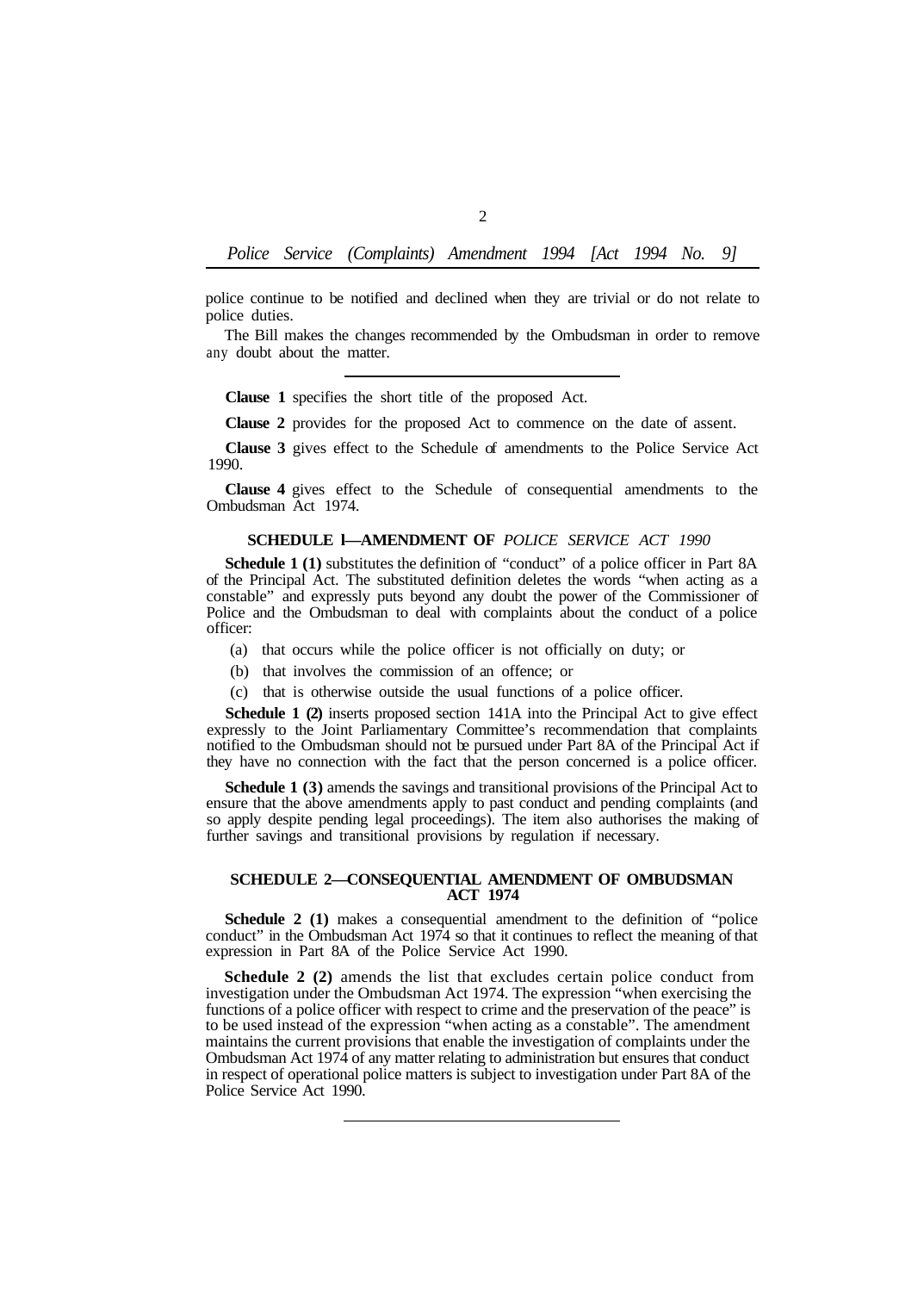police continue to be notified and declined when they are trivial or do not relate to police duties.

The Bill makes the changes recommended by the Ombudsman in order to remove any doubt about the matter.

---

**Clause 1** specifies the short title of the proposed Act.

**Clause 2** provides for the proposed Act to commence on the date of assent.

**Clause 3** gives effect to the Schedule of amendments to the Police Service Act 1990.

**Clause 4** gives effect to the Schedule of consequential amendments to the Ombudsman Act 1974.

## SCHEDULE 1—AMENDMENT OF *POLICE SERVICE ACT 1990*

**Schedule 1 (1)** substitutes the definition of "conduct" of a police officer in Part 8A of the Principal Act. The substituted definition deletes the words "when acting as a constable" and expressly puts beyond any doubt the power of the Commissioner of Police and the Ombudsman to deal with complaints about the conduct of a police officer:

- (a) that occurs while the police officer is not officially on duty; or
- (b) that involves the commission of an offence; or
- (c) that is otherwise outside the usual functions of a police officer.

**Schedule 1 (2)** inserts proposed section 141A into the Principal Act to give effect expressly to the Joint Parliamentary Committee's recommendation that complaints notified to the Ombudsman should not be pursued under Part 8A of the Principal Act if they have no connection with the fact that the person concerned is a police officer.

**Schedule 1 (3)** amends the savings and transitional provisions of the Principal Act to ensure that the above amendments apply to past conduct and pending complaints (and so apply despite pending legal proceedings). The item also authorises the making of further savings and transitional provisions by regulation if necessary.

## SCHEDULE 2—CONSEQUENTIAL AMENDMENT OF OMBUDSMAN ACT 1974

**Schedule 2 (1)** makes a consequential amendment to the definition of "police conduct" in the Ombudsman Act 1974 so that it continues to reflect the meaning of that expression in Part 8A of the Police Service Act 1990.

**Schedule 2 (2)** amends the list that excludes certain police conduct from investigation under the Ombudsman Act 1974. The expression "when exercising the functions of a police officer with respect to crime and the preservation of the peace" is to be used instead of the expression "when acting as a constable". The amendment maintains the current provisions that enable the investigation of complaints under the Ombudsman Act 1974 of any matter relating to administration but ensures that conduct in respect of operational police matters is subject to investigation under Part 8A of the Police Service Act 1990.

---